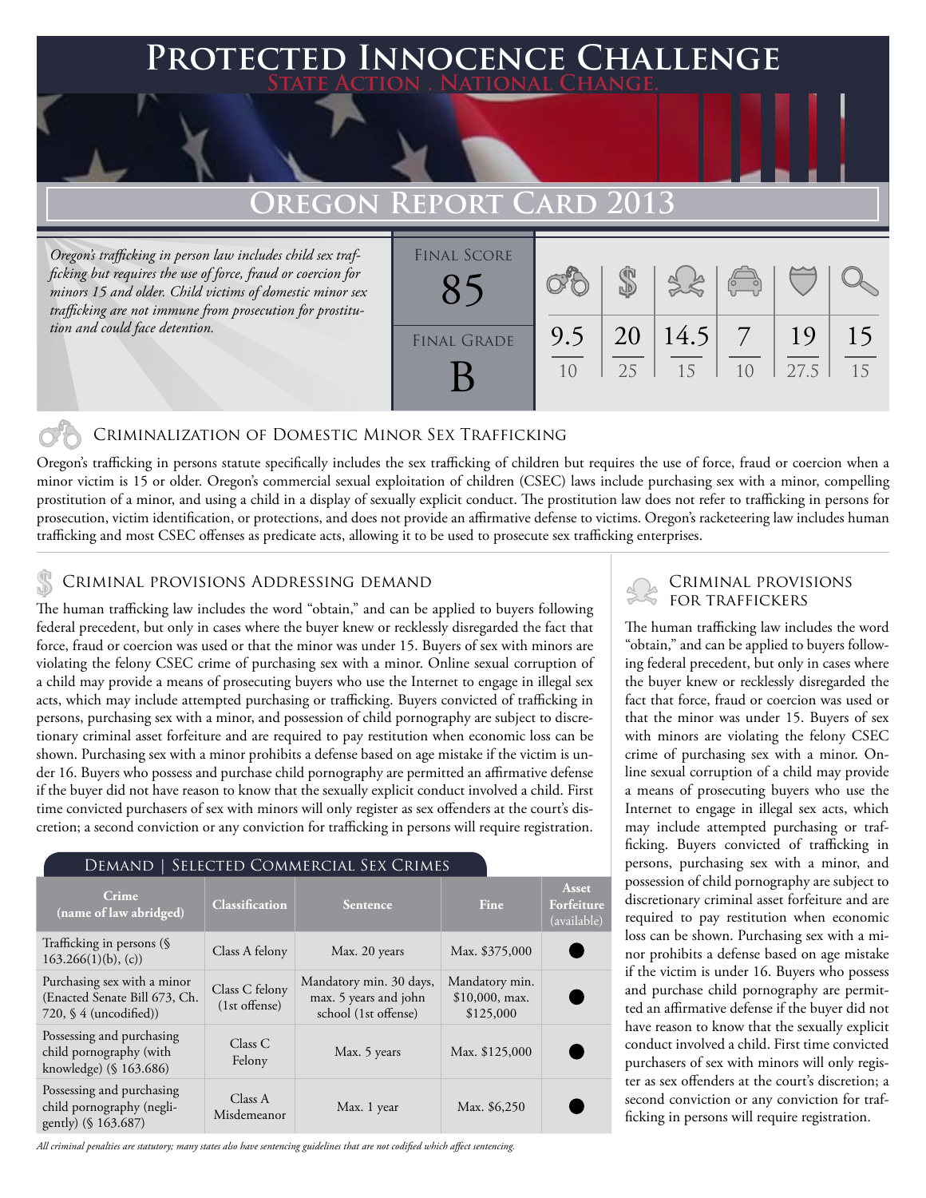# Protected Innocence Challenge

**State Action . National Change.**

## Oregon Report Card 2013

*Oregon's trafficking in person law includes child sex trafficking but requires the use of force, fraud or coercion for minors 15 and older. Child victims of domestic minor sex trafficking are not immune from prosecution for prostitution and could face detention.*

| Final Score | | | | | | |
|---|---|---|---|---|---|---|
| 85 | 9.5/10 | 20/25 | 14.5/15 | 7/10 | 19/27.5 | 15/15 |
| **Final Grade** | | | | | | |
| B | | | | | | |

### Criminalization of Domestic Minor Sex Trafficking

Oregon's trafficking in persons statute specifically includes the sex trafficking of children but requires the use of force, fraud or coercion when a minor victim is 15 or older. Oregon's commercial sexual exploitation of children (CSEC) laws include purchasing sex with a minor, compelling prostitution of a minor, and using a child in a display of sexually explicit conduct. The prostitution law does not refer to trafficking in persons for prosecution, victim identification, or protections, and does not provide an affirmative defense to victims. Oregon's racketeering law includes human trafficking and most CSEC offenses as predicate acts, allowing it to be used to prosecute sex trafficking enterprises.

### Criminal provisions Addressing demand

The human trafficking law includes the word "obtain," and can be applied to buyers following federal precedent, but only in cases where the buyer knew or recklessly disregarded the fact that force, fraud or coercion was used or that the minor was under 15. Buyers of sex with minors are violating the felony CSEC crime of purchasing sex with a minor. Online sexual corruption of a child may provide a means of prosecuting buyers who use the Internet to engage in illegal sex acts, which may include attempted purchasing or trafficking. Buyers convicted of trafficking in persons, purchasing sex with a minor, and possession of child pornography are subject to discretionary criminal asset forfeiture and are required to pay restitution when economic loss can be shown. Purchasing sex with a minor prohibits a defense based on age mistake if the victim is under 16. Buyers who possess and purchase child pornography are permitted an affirmative defense if the buyer did not have reason to know that the sexually explicit conduct involved a child. First time convicted purchasers of sex with minors will only register as sex offenders at the court's discretion; a second conviction or any conviction for trafficking in persons will require registration.

#### Demand | Selected Commercial Sex Crimes

| Crime (name of law abridged) | Classification | Sentence | Fine | Asset Forfeiture (available) |
|---|---|---|---|---|
| Trafficking in persons (§ 163.266(1)(b), (c)) | Class A felony | Max. 20 years | Max. $375,000 | ● |
| Purchasing sex with a minor (Enacted Senate Bill 673, Ch. 720, § 4 (uncodified)) | Class C felony (1st offense) | Mandatory min. 30 days, max. 5 years and john school (1st offense) | Mandatory min. $10,000, max. $125,000 | ● |
| Possessing and purchasing child pornography (with knowledge) (§ 163.686) | Class C Felony | Max. 5 years | Max. $125,000 | ● |
| Possessing and purchasing child pornography (negligently) (§ 163.687) | Class A Misdemeanor | Max. 1 year | Max. $6,250 | ● |

*All criminal penalties are statutory; many states also have sentencing guidelines that are not codified which affect sentencing.*

### Criminal provisions for traffickers

The human trafficking law includes the word "obtain," and can be applied to buyers following federal precedent, but only in cases where the buyer knew or recklessly disregarded the fact that force, fraud or coercion was used or that the minor was under 15. Buyers of sex with minors are violating the felony CSEC crime of purchasing sex with a minor. Online sexual corruption of a child may provide a means of prosecuting buyers who use the Internet to engage in illegal sex acts, which may include attempted purchasing or trafficking. Buyers convicted of trafficking in persons, purchasing sex with a minor, and possession of child pornography are subject to discretionary criminal asset forfeiture and are required to pay restitution when economic loss can be shown. Purchasing sex with a minor prohibits a defense based on age mistake if the victim is under 16. Buyers who possess and purchase child pornography are permitted an affirmative defense if the buyer did not have reason to know that the sexually explicit conduct involved a child. First time convicted purchasers of sex with minors will only register as sex offenders at the court's discretion; a second conviction or any conviction for trafficking in persons will require registration.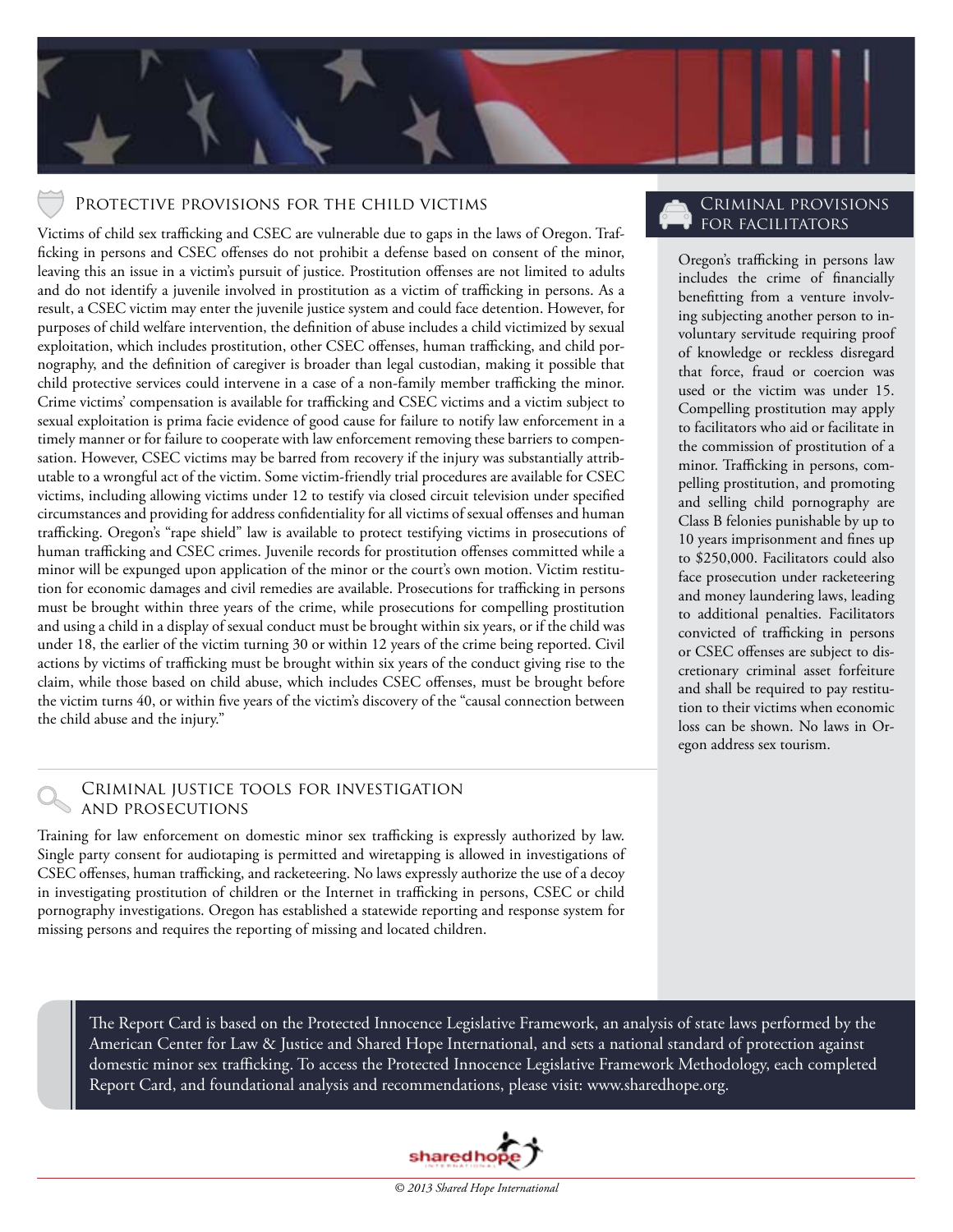## Protective provisions for the child victims

Victims of child sex trafficking and CSEC are vulnerable due to gaps in the laws of Oregon. Trafficking in persons and CSEC offenses do not prohibit a defense based on consent of the minor, leaving this an issue in a victim's pursuit of justice. Prostitution offenses are not limited to adults and do not identify a juvenile involved in prostitution as a victim of trafficking in persons. As a result, a CSEC victim may enter the juvenile justice system and could face detention. However, for purposes of child welfare intervention, the definition of abuse includes a child victimized by sexual exploitation, which includes prostitution, other CSEC offenses, human trafficking, and child pornography, and the definition of caregiver is broader than legal custodian, making it possible that child protective services could intervene in a case of a non-family member trafficking the minor. Crime victims' compensation is available for trafficking and CSEC victims and a victim subject to sexual exploitation is prima facie evidence of good cause for failure to notify law enforcement in a timely manner or for failure to cooperate with law enforcement removing these barriers to compensation. However, CSEC victims may be barred from recovery if the injury was substantially attributable to a wrongful act of the victim. Some victim-friendly trial procedures are available for CSEC victims, including allowing victims under 12 to testify via closed circuit television under specified circumstances and providing for address confidentiality for all victims of sexual offenses and human trafficking. Oregon's "rape shield" law is available to protect testifying victims in prosecutions of human trafficking and CSEC crimes. Juvenile records for prostitution offenses committed while a minor will be expunged upon application of the minor or the court's own motion. Victim restitution for economic damages and civil remedies are available. Prosecutions for trafficking in persons must be brought within three years of the crime, while prosecutions for compelling prostitution and using a child in a display of sexual conduct must be brought within six years, or if the child was under 18, the earlier of the victim turning 30 or within 12 years of the crime being reported. Civil actions by victims of trafficking must be brought within six years of the conduct giving rise to the claim, while those based on child abuse, which includes CSEC offenses, must be brought before the victim turns 40, or within five years of the victim's discovery of the "causal connection between the child abuse and the injury."

## Criminal justice tools for investigation and prosecutions

Training for law enforcement on domestic minor sex trafficking is expressly authorized by law. Single party consent for audiotaping is permitted and wiretapping is allowed in investigations of CSEC offenses, human trafficking, and racketeering. No laws expressly authorize the use of a decoy in investigating prostitution of children or the Internet in trafficking in persons, CSEC or child pornography investigations. Oregon has established a statewide reporting and response system for missing persons and requires the reporting of missing and located children.

## Criminal provisions for facilitators

Oregon's trafficking in persons law includes the crime of financially benefitting from a venture involving subjecting another person to involuntary servitude requiring proof of knowledge or reckless disregard that force, fraud or coercion was used or the victim was under 15. Compelling prostitution may apply to facilitators who aid or facilitate in the commission of prostitution of a minor. Trafficking in persons, compelling prostitution, and promoting and selling child pornography are Class B felonies punishable by up to 10 years imprisonment and fines up to $250,000. Facilitators could also face prosecution under racketeering and money laundering laws, leading to additional penalties. Facilitators convicted of trafficking in persons or CSEC offenses are subject to discretionary criminal asset forfeiture and shall be required to pay restitution to their victims when economic loss can be shown. No laws in Oregon address sex tourism.

The Report Card is based on the Protected Innocence Legislative Framework, an analysis of state laws performed by the American Center for Law & Justice and Shared Hope International, and sets a national standard of protection against domestic minor sex trafficking. To access the Protected Innocence Legislative Framework Methodology, each completed Report Card, and foundational analysis and recommendations, please visit: www.sharedhope.org.

*© 2013 Shared Hope International*